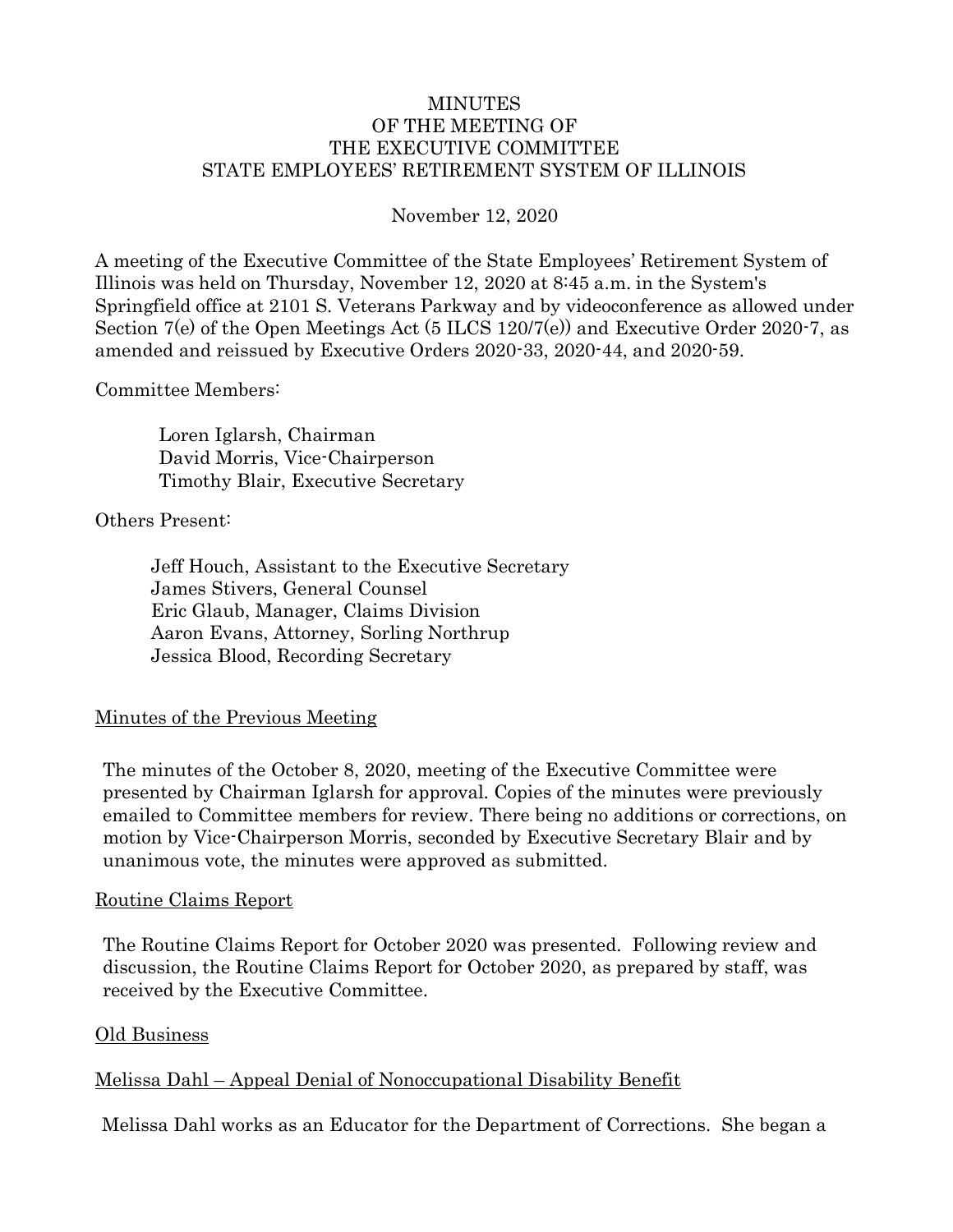# MINUTES
## OF THE MEETING OF
## THE EXECUTIVE COMMITTEE
## STATE EMPLOYEES' RETIREMENT SYSTEM OF ILLINOIS

November 12, 2020

A meeting of the Executive Committee of the State Employees' Retirement System of Illinois was held on Thursday, November 12, 2020 at 8:45 a.m. in the System's Springfield office at 2101 S. Veterans Parkway and by videoconference as allowed under Section 7(e) of the Open Meetings Act (5 ILCS 120/7(e)) and Executive Order 2020-7, as amended and reissued by Executive Orders 2020-33, 2020-44, and 2020-59.

Committee Members:

Loren Iglarsh, Chairman
David Morris, Vice-Chairperson
Timothy Blair, Executive Secretary

Others Present:

Jeff Houch, Assistant to the Executive Secretary
James Stivers, General Counsel
Eric Glaub, Manager, Claims Division
Aaron Evans, Attorney, Sorling Northrup
Jessica Blood, Recording Secretary

<u>Minutes of the Previous Meeting</u>

The minutes of the October 8, 2020, meeting of the Executive Committee were presented by Chairman Iglarsh for approval. Copies of the minutes were previously emailed to Committee members for review. There being no additions or corrections, on motion by Vice-Chairperson Morris, seconded by Executive Secretary Blair and by unanimous vote, the minutes were approved as submitted.

<u>Routine Claims Report</u>

The Routine Claims Report for October 2020 was presented. Following review and discussion, the Routine Claims Report for October 2020, as prepared by staff, was received by the Executive Committee.

<u>Old Business</u>

<u>Melissa Dahl – Appeal Denial of Nonoccupational Disability Benefit</u>

Melissa Dahl works as an Educator for the Department of Corrections. She began a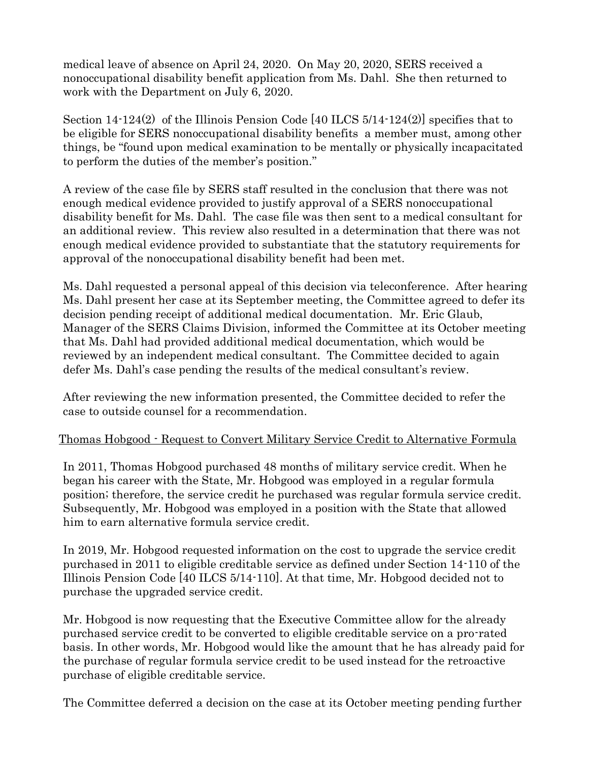medical leave of absence on April 24, 2020. On May 20, 2020, SERS received a nonoccupational disability benefit application from Ms. Dahl. She then returned to work with the Department on July 6, 2020.

Section 14-124(2) of the Illinois Pension Code [40 ILCS 5/14-124(2)] specifies that to be eligible for SERS nonoccupational disability benefits a member must, among other things, be "found upon medical examination to be mentally or physically incapacitated to perform the duties of the member's position."

A review of the case file by SERS staff resulted in the conclusion that there was not enough medical evidence provided to justify approval of a SERS nonoccupational disability benefit for Ms. Dahl. The case file was then sent to a medical consultant for an additional review. This review also resulted in a determination that there was not enough medical evidence provided to substantiate that the statutory requirements for approval of the nonoccupational disability benefit had been met.

Ms. Dahl requested a personal appeal of this decision via teleconference. After hearing Ms. Dahl present her case at its September meeting, the Committee agreed to defer its decision pending receipt of additional medical documentation. Mr. Eric Glaub, Manager of the SERS Claims Division, informed the Committee at its October meeting that Ms. Dahl had provided additional medical documentation, which would be reviewed by an independent medical consultant. The Committee decided to again defer Ms. Dahl's case pending the results of the medical consultant's review.

After reviewing the new information presented, the Committee decided to refer the case to outside counsel for a recommendation.

<u>Thomas Hobgood - Request to Convert Military Service Credit to Alternative Formula</u>

In 2011, Thomas Hobgood purchased 48 months of military service credit. When he began his career with the State, Mr. Hobgood was employed in a regular formula position; therefore, the service credit he purchased was regular formula service credit. Subsequently, Mr. Hobgood was employed in a position with the State that allowed him to earn alternative formula service credit.

In 2019, Mr. Hobgood requested information on the cost to upgrade the service credit purchased in 2011 to eligible creditable service as defined under Section 14-110 of the Illinois Pension Code [40 ILCS 5/14-110]. At that time, Mr. Hobgood decided not to purchase the upgraded service credit.

Mr. Hobgood is now requesting that the Executive Committee allow for the already purchased service credit to be converted to eligible creditable service on a pro-rated basis. In other words, Mr. Hobgood would like the amount that he has already paid for the purchase of regular formula service credit to be used instead for the retroactive purchase of eligible creditable service.

The Committee deferred a decision on the case at its October meeting pending further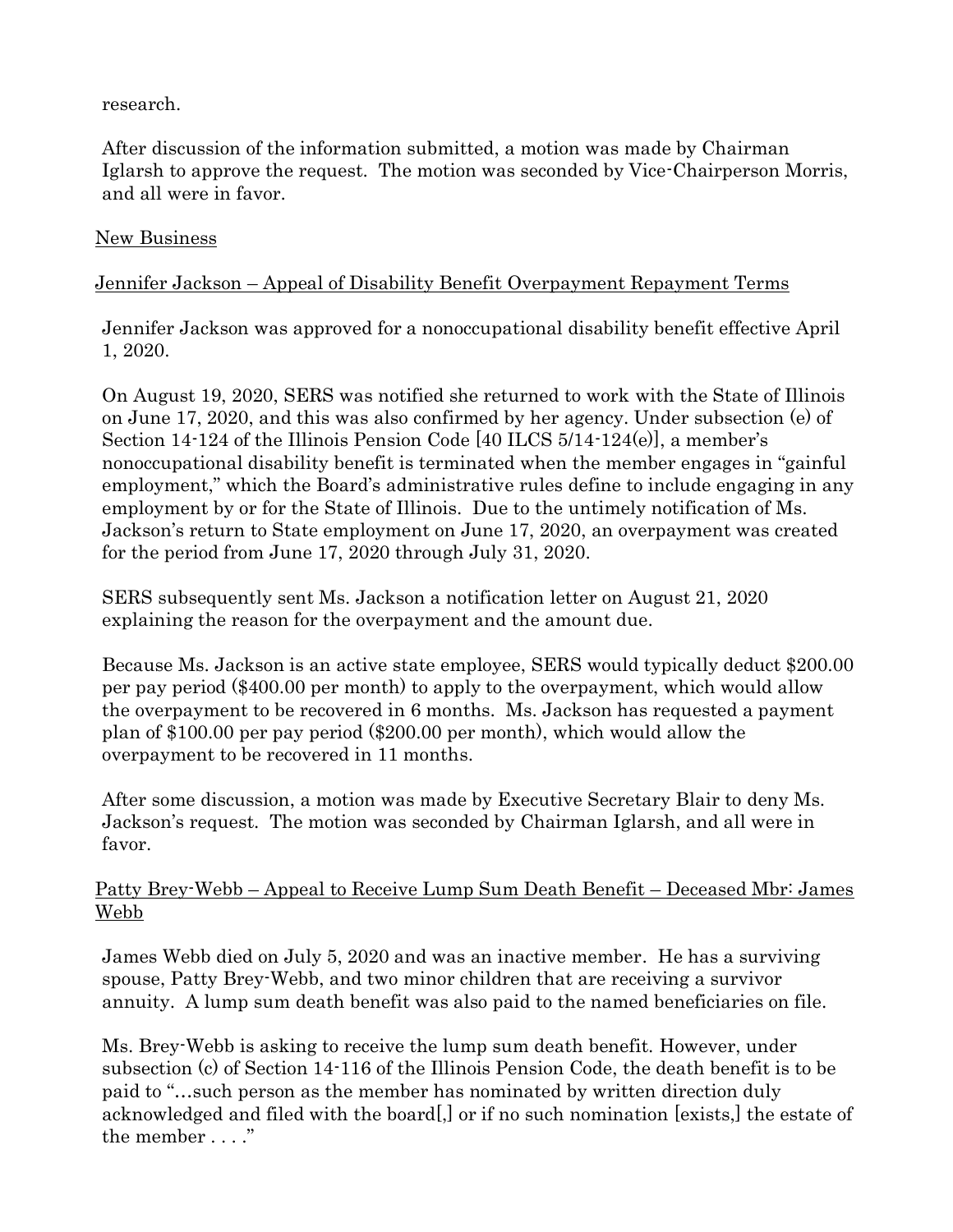research.

After discussion of the information submitted, a motion was made by Chairman Iglarsh to approve the request. The motion was seconded by Vice-Chairperson Morris, and all were in favor.

## New Business

### Jennifer Jackson – Appeal of Disability Benefit Overpayment Repayment Terms

Jennifer Jackson was approved for a nonoccupational disability benefit effective April 1, 2020.

On August 19, 2020, SERS was notified she returned to work with the State of Illinois on June 17, 2020, and this was also confirmed by her agency. Under subsection (e) of Section 14-124 of the Illinois Pension Code [40 ILCS 5/14-124(e)], a member's nonoccupational disability benefit is terminated when the member engages in "gainful employment," which the Board's administrative rules define to include engaging in any employment by or for the State of Illinois. Due to the untimely notification of Ms. Jackson's return to State employment on June 17, 2020, an overpayment was created for the period from June 17, 2020 through July 31, 2020.

SERS subsequently sent Ms. Jackson a notification letter on August 21, 2020 explaining the reason for the overpayment and the amount due.

Because Ms. Jackson is an active state employee, SERS would typically deduct $200.00 per pay period ($400.00 per month) to apply to the overpayment, which would allow the overpayment to be recovered in 6 months. Ms. Jackson has requested a payment plan of $100.00 per pay period ($200.00 per month), which would allow the overpayment to be recovered in 11 months.

After some discussion, a motion was made by Executive Secretary Blair to deny Ms. Jackson's request. The motion was seconded by Chairman Iglarsh, and all were in favor.

### Patty Brey-Webb – Appeal to Receive Lump Sum Death Benefit – Deceased Mbr: James Webb

James Webb died on July 5, 2020 and was an inactive member. He has a surviving spouse, Patty Brey-Webb, and two minor children that are receiving a survivor annuity. A lump sum death benefit was also paid to the named beneficiaries on file.

Ms. Brey-Webb is asking to receive the lump sum death benefit. However, under subsection (c) of Section 14-116 of the Illinois Pension Code, the death benefit is to be paid to "…such person as the member has nominated by written direction duly acknowledged and filed with the board[,] or if no such nomination [exists,] the estate of the member . . . ."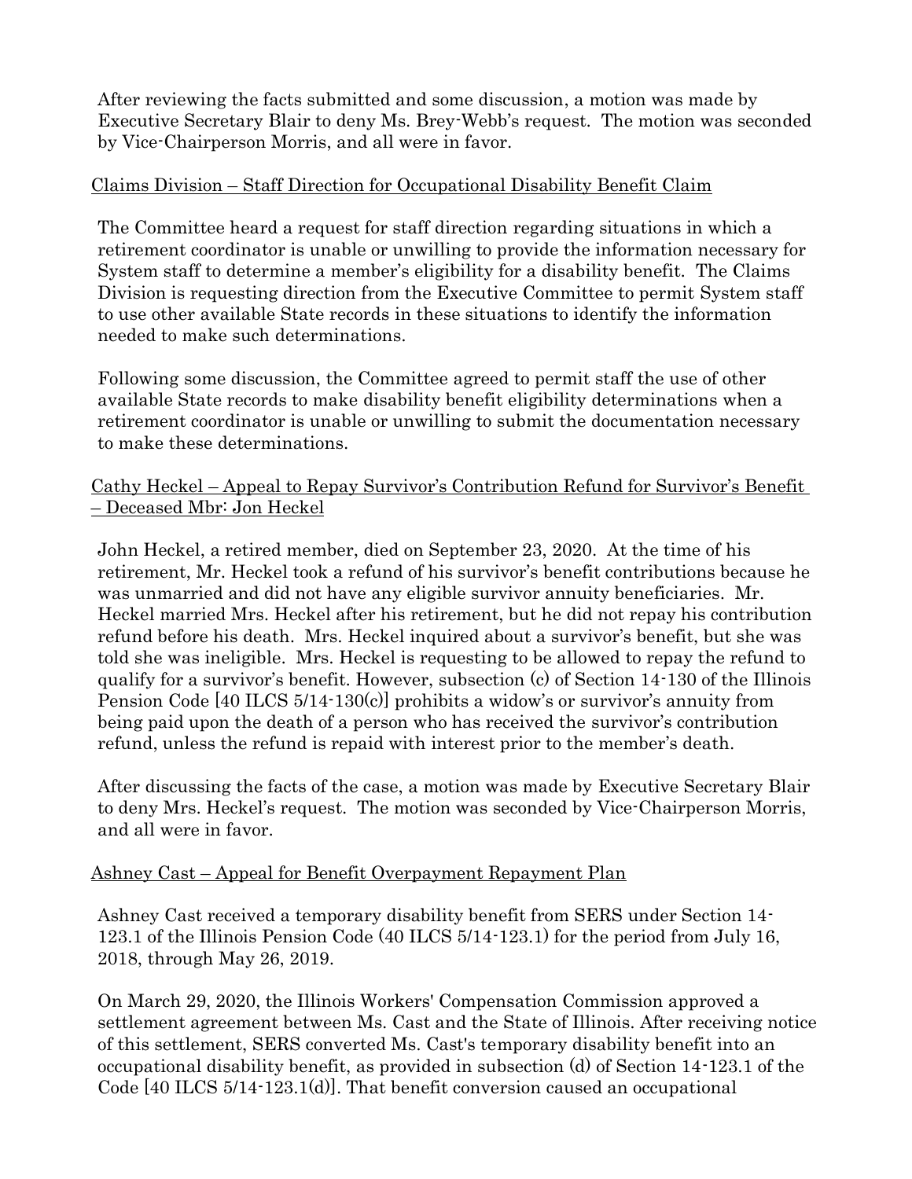After reviewing the facts submitted and some discussion, a motion was made by Executive Secretary Blair to deny Ms. Brey-Webb's request. The motion was seconded by Vice-Chairperson Morris, and all were in favor.

<u>Claims Division – Staff Direction for Occupational Disability Benefit Claim</u>

The Committee heard a request for staff direction regarding situations in which a retirement coordinator is unable or unwilling to provide the information necessary for System staff to determine a member's eligibility for a disability benefit. The Claims Division is requesting direction from the Executive Committee to permit System staff to use other available State records in these situations to identify the information needed to make such determinations.

Following some discussion, the Committee agreed to permit staff the use of other available State records to make disability benefit eligibility determinations when a retirement coordinator is unable or unwilling to submit the documentation necessary to make these determinations.

<u>Cathy Heckel – Appeal to Repay Survivor's Contribution Refund for Survivor's Benefit – Deceased Mbr: Jon Heckel</u>

John Heckel, a retired member, died on September 23, 2020. At the time of his retirement, Mr. Heckel took a refund of his survivor's benefit contributions because he was unmarried and did not have any eligible survivor annuity beneficiaries. Mr. Heckel married Mrs. Heckel after his retirement, but he did not repay his contribution refund before his death. Mrs. Heckel inquired about a survivor's benefit, but she was told she was ineligible. Mrs. Heckel is requesting to be allowed to repay the refund to qualify for a survivor's benefit. However, subsection (c) of Section 14-130 of the Illinois Pension Code [40 ILCS 5/14-130(c)] prohibits a widow's or survivor's annuity from being paid upon the death of a person who has received the survivor's contribution refund, unless the refund is repaid with interest prior to the member's death.

After discussing the facts of the case, a motion was made by Executive Secretary Blair to deny Mrs. Heckel's request. The motion was seconded by Vice-Chairperson Morris, and all were in favor.

<u>Ashney Cast – Appeal for Benefit Overpayment Repayment Plan</u>

Ashney Cast received a temporary disability benefit from SERS under Section 14-123.1 of the Illinois Pension Code (40 ILCS 5/14-123.1) for the period from July 16, 2018, through May 26, 2019.

On March 29, 2020, the Illinois Workers' Compensation Commission approved a settlement agreement between Ms. Cast and the State of Illinois. After receiving notice of this settlement, SERS converted Ms. Cast's temporary disability benefit into an occupational disability benefit, as provided in subsection (d) of Section 14-123.1 of the Code [40 ILCS 5/14-123.1(d)]. That benefit conversion caused an occupational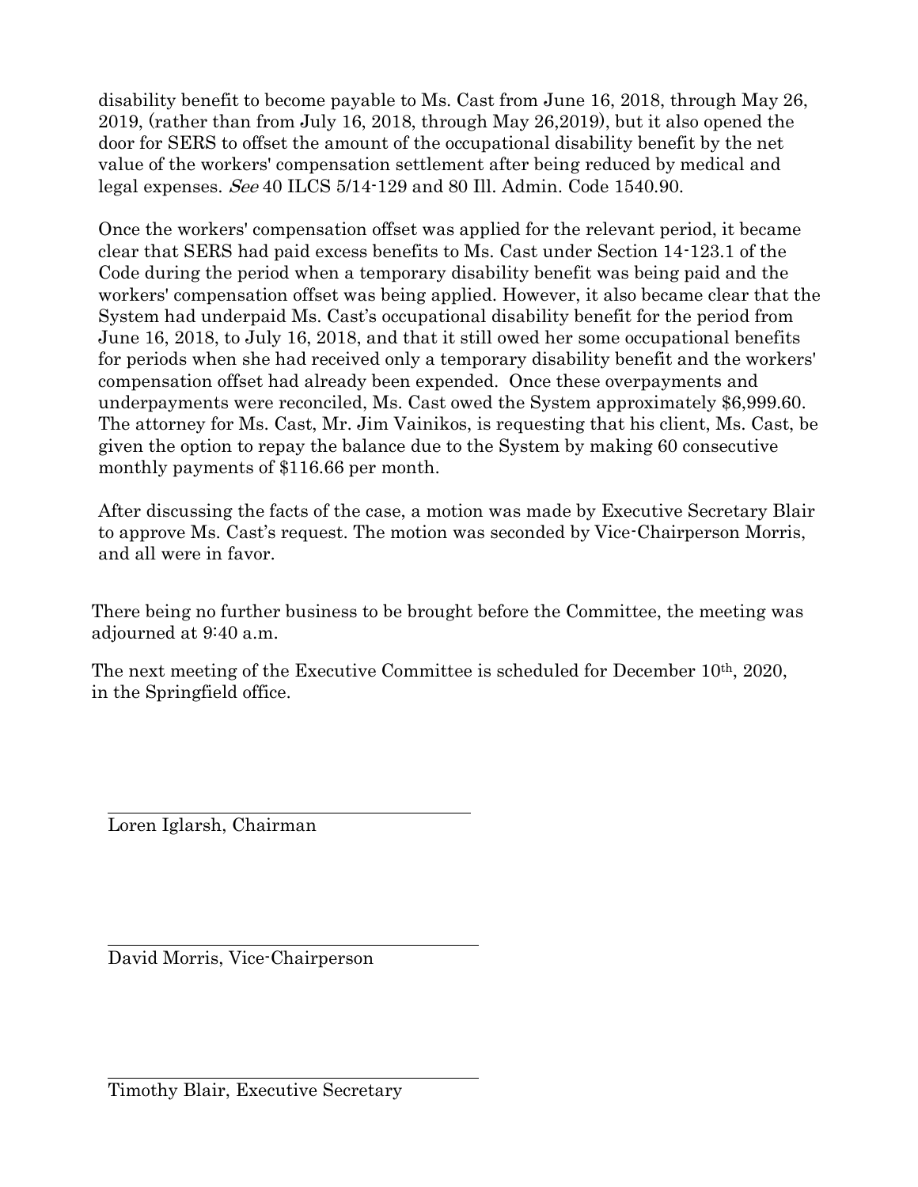disability benefit to become payable to Ms. Cast from June 16, 2018, through May 26, 2019, (rather than from July 16, 2018, through May 26,2019), but it also opened the door for SERS to offset the amount of the occupational disability benefit by the net value of the workers' compensation settlement after being reduced by medical and legal expenses. *See* 40 ILCS 5/14-129 and 80 Ill. Admin. Code 1540.90.

Once the workers' compensation offset was applied for the relevant period, it became clear that SERS had paid excess benefits to Ms. Cast under Section 14-123.1 of the Code during the period when a temporary disability benefit was being paid and the workers' compensation offset was being applied. However, it also became clear that the System had underpaid Ms. Cast's occupational disability benefit for the period from June 16, 2018, to July 16, 2018, and that it still owed her some occupational benefits for periods when she had received only a temporary disability benefit and the workers' compensation offset had already been expended. Once these overpayments and underpayments were reconciled, Ms. Cast owed the System approximately $6,999.60. The attorney for Ms. Cast, Mr. Jim Vainikos, is requesting that his client, Ms. Cast, be given the option to repay the balance due to the System by making 60 consecutive monthly payments of $116.66 per month.

After discussing the facts of the case, a motion was made by Executive Secretary Blair to approve Ms. Cast's request. The motion was seconded by Vice-Chairperson Morris, and all were in favor.

There being no further business to be brought before the Committee, the meeting was adjourned at 9:40 a.m.

The next meeting of the Executive Committee is scheduled for December 10th, 2020, in the Springfield office.

______________________________
Loren Iglarsh, Chairman

______________________________
David Morris, Vice-Chairperson

______________________________
Timothy Blair, Executive Secretary